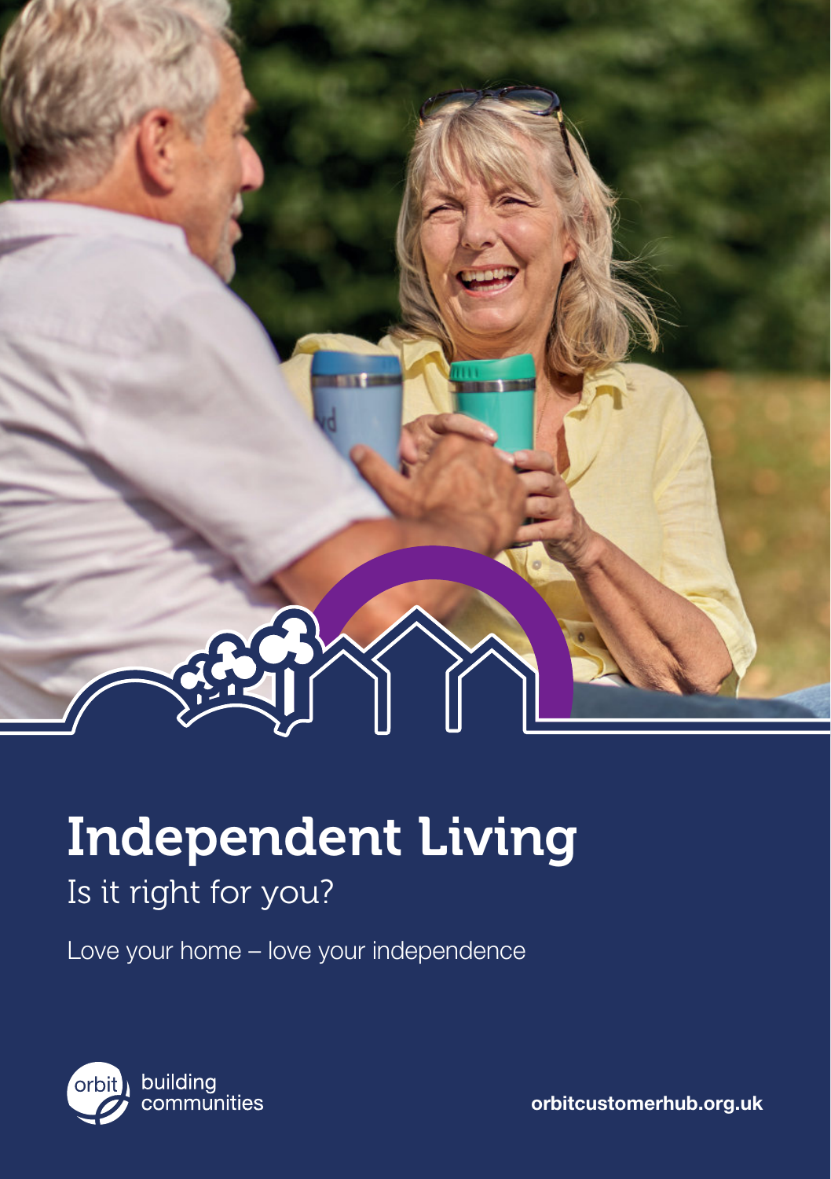# Independent Living

## Is it right for you?

Love your home – love your independence

orbit building communities

**orbitcustomerhub.org.uk**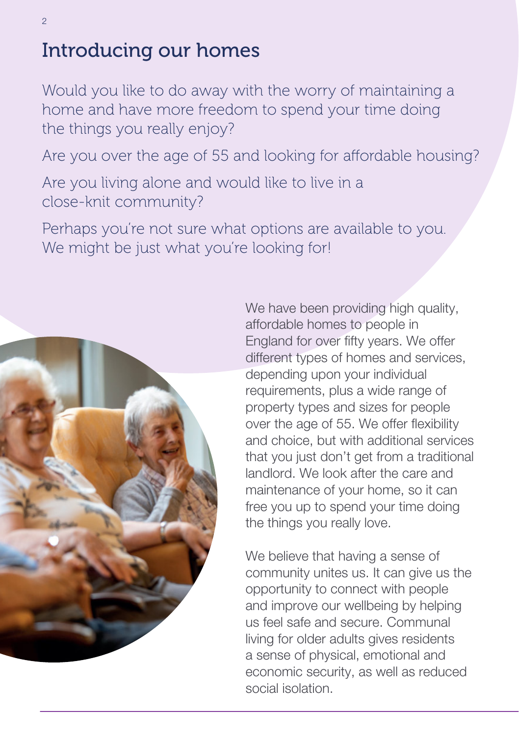# Introducing our homes

Would you like to do away with the worry of maintaining a home and have more freedom to spend your time doing the things you really enjoy?

Are you over the age of 55 and looking for affordable housing?

Are you living alone and would like to live in a close-knit community?

Perhaps you're not sure what options are available to you. We might be just what you're looking for!

We have been providing high quality, affordable homes to people in England for over fifty years. We offer different types of homes and services, depending upon your individual requirements, plus a wide range of property types and sizes for people over the age of 55. We offer flexibility and choice, but with additional services that you just don't get from a traditional landlord. We look after the care and maintenance of your home, so it can free you up to spend your time doing the things you really love.

We believe that having a sense of community unites us. It can give us the opportunity to connect with people and improve our wellbeing by helping us feel safe and secure. Communal living for older adults gives residents a sense of physical, emotional and economic security, as well as reduced social isolation.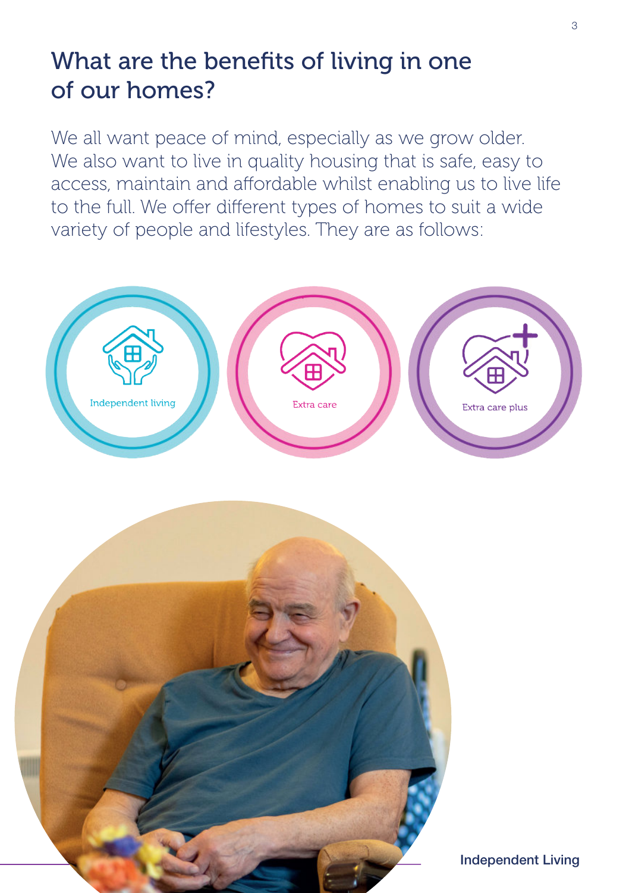## What are the benefits of living in one of our homes?

We all want peace of mind, especially as we grow older. We also want to live in quality housing that is safe, easy to access, maintain and affordable whilst enabling us to live life to the full. We offer different types of homes to suit a wide variety of people and lifestyles. They are as follows:

- Independent living
- Extra care
- Extra care plus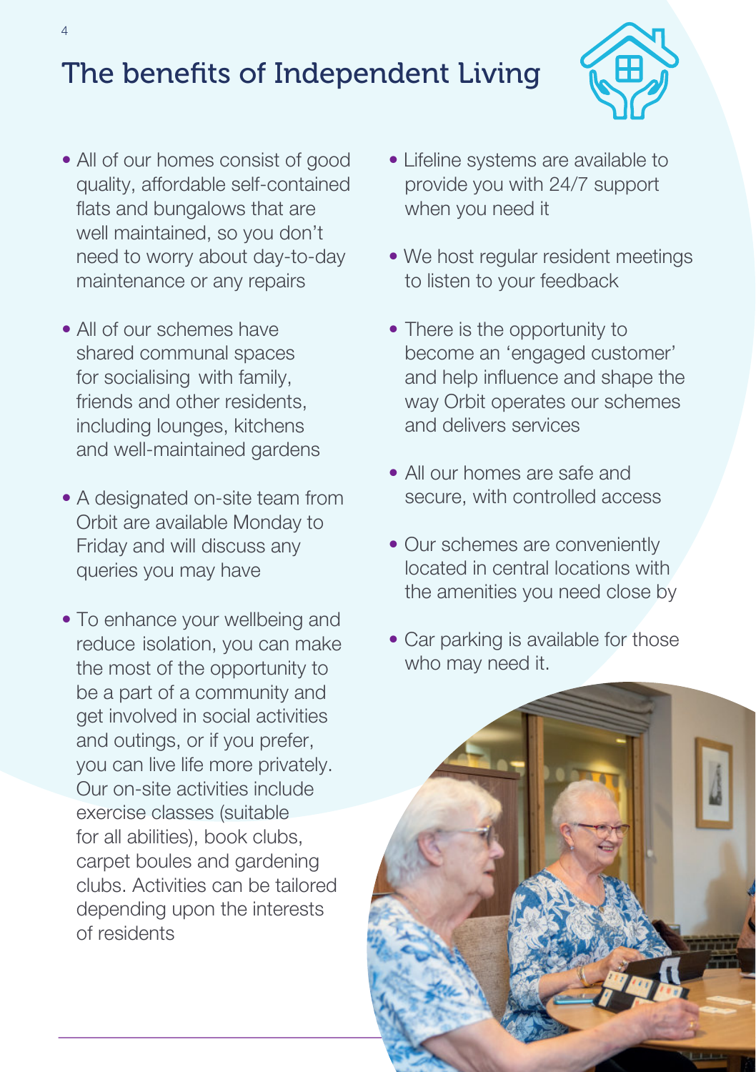# The benefits of Independent Living

- All of our homes consist of good quality, affordable self-contained flats and bungalows that are well maintained, so you don't need to worry about day-to-day maintenance or any repairs
- All of our schemes have shared communal spaces for socialising with family, friends and other residents, including lounges, kitchens and well-maintained gardens
- A designated on-site team from Orbit are available Monday to Friday and will discuss any queries you may have
- To enhance your wellbeing and reduce isolation, you can make the most of the opportunity to be a part of a community and get involved in social activities and outings, or if you prefer, you can live life more privately. Our on-site activities include exercise classes (suitable for all abilities), book clubs, carpet boules and gardening clubs. Activities can be tailored depending upon the interests of residents
- Lifeline systems are available to provide you with 24/7 support when you need it
- We host regular resident meetings to listen to your feedback
- There is the opportunity to become an 'engaged customer' and help influence and shape the way Orbit operates our schemes and delivers services
- All our homes are safe and secure, with controlled access
- Our schemes are conveniently located in central locations with the amenities you need close by
- Car parking is available for those who may need it.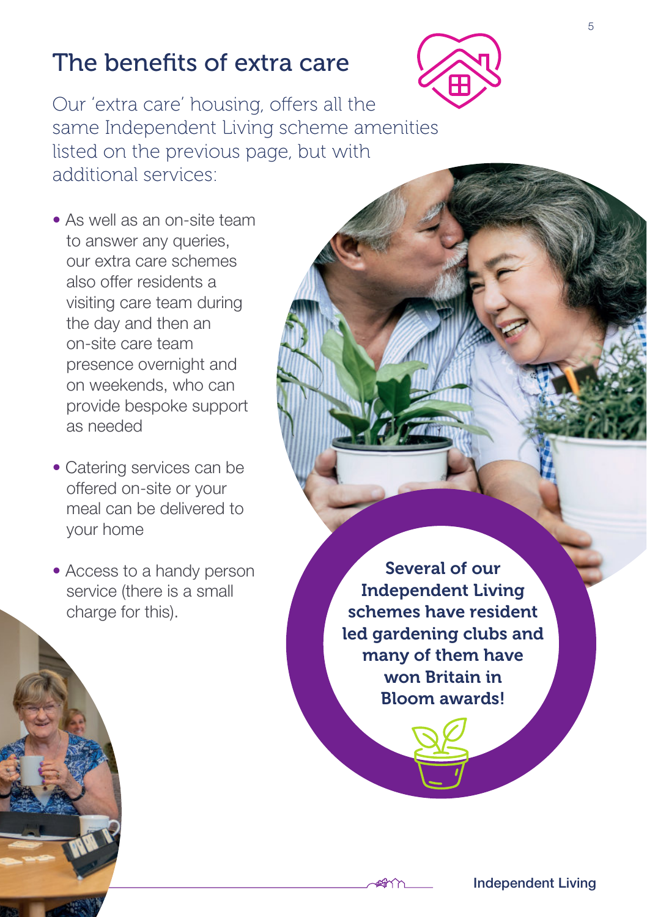# The benefits of extra care

Our 'extra care' housing, offers all the same Independent Living scheme amenities listed on the previous page, but with additional services:

- As well as an on-site team to answer any queries, our extra care schemes also offer residents a visiting care team during the day and then an on-site care team presence overnight and on weekends, who can provide bespoke support as needed
- Catering services can be offered on-site or your meal can be delivered to your home
- Access to a handy person service (there is a small charge for this).

**Several of our Independent Living schemes have resident led gardening clubs and many of them have won Britain in Bloom awards!**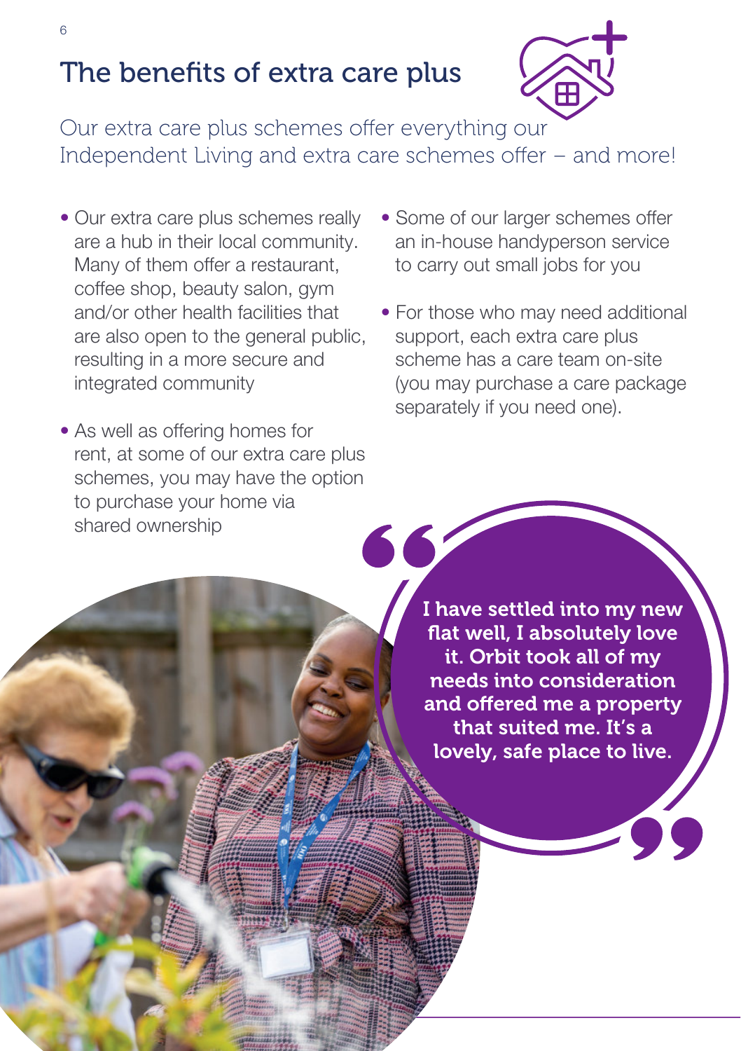# The benefits of extra care plus

Our extra care plus schemes offer everything our Independent Living and extra care schemes offer – and more!

- Our extra care plus schemes really are a hub in their local community. Many of them offer a restaurant, coffee shop, beauty salon, gym and/or other health facilities that are also open to the general public, resulting in a more secure and integrated community
- As well as offering homes for rent, at some of our extra care plus schemes, you may have the option to purchase your home via shared ownership
- Some of our larger schemes offer an in-house handyperson service to carry out small jobs for you
- For those who may need additional support, each extra care plus scheme has a care team on-site (you may purchase a care package separately if you need one).

> **I have settled into my new flat well, I absolutely love it. Orbit took all of my needs into consideration and offered me a property that suited me. It's a lovely, safe place to live.**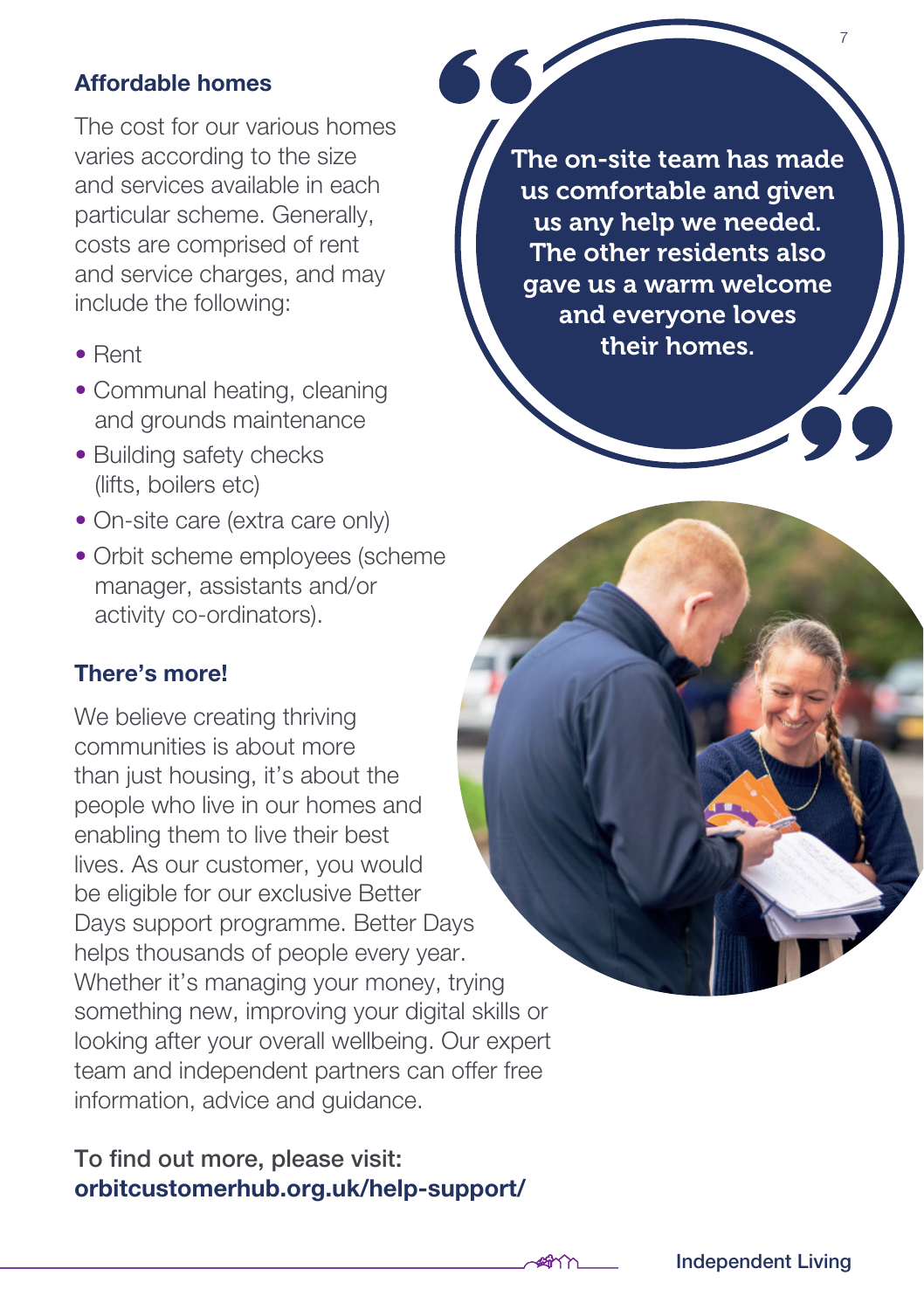## Affordable homes

The cost for our various homes varies according to the size and services available in each particular scheme. Generally, costs are comprised of rent and service charges, and may include the following:

- Rent
- Communal heating, cleaning and grounds maintenance
- Building safety checks (lifts, boilers etc)
- On-site care (extra care only)
- Orbit scheme employees (scheme manager, assistants and/or activity co-ordinators).

> **The on-site team has made us comfortable and given us any help we needed. The other residents also gave us a warm welcome and everyone loves their homes.**

## There's more!

We believe creating thriving communities is about more than just housing, it's about the people who live in our homes and enabling them to live their best lives. As our customer, you would be eligible for our exclusive Better Days support programme. Better Days helps thousands of people every year. Whether it's managing your money, trying something new, improving your digital skills or looking after your overall wellbeing. Our expert team and independent partners can offer free information, advice and guidance.

To find out more, please visit:
**orbitcustomerhub.org.uk/help-support/**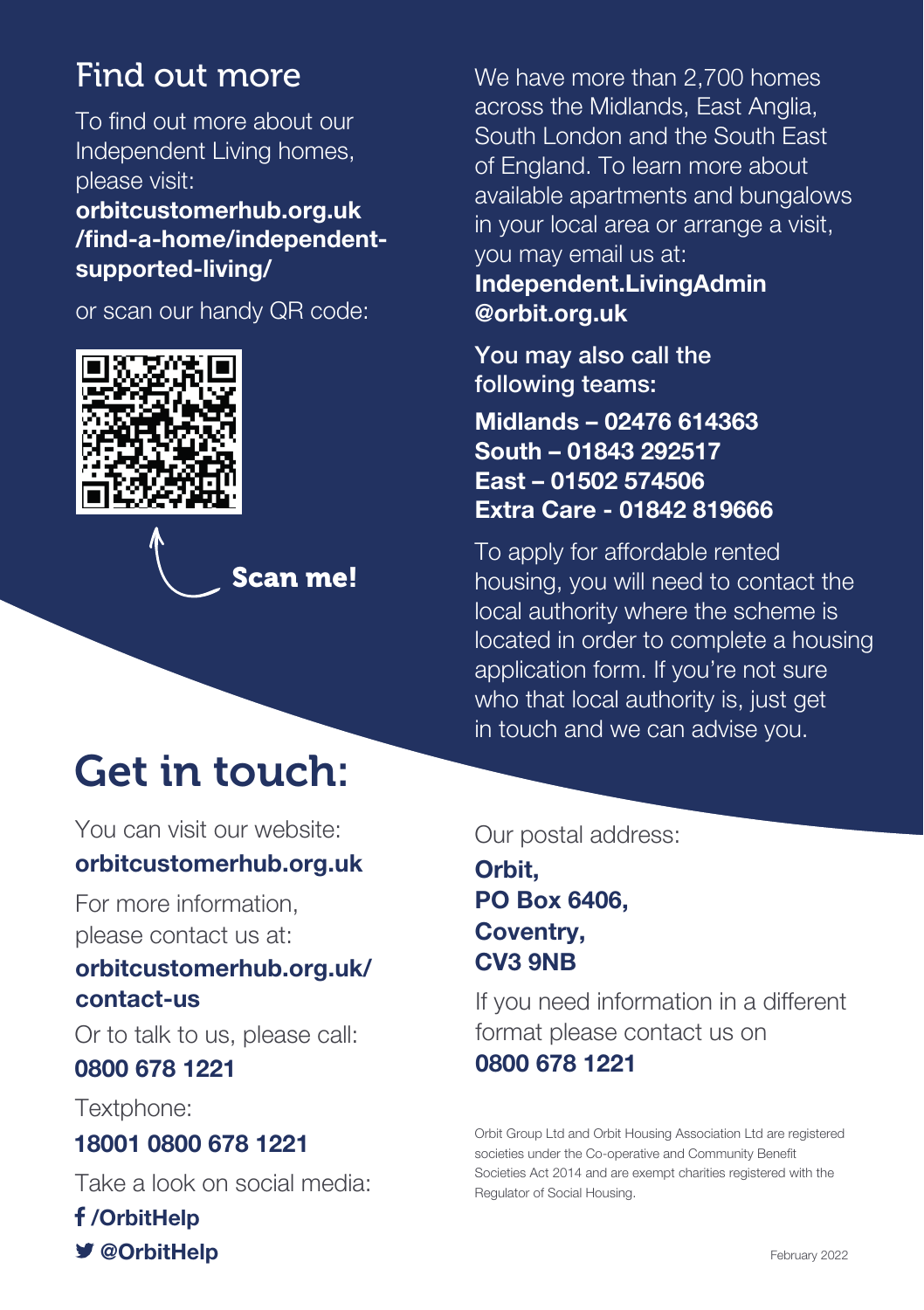## Find out more

To find out more about our Independent Living homes, please visit:

**orbitcustomerhub.org.uk/find-a-home/independent-supported-living/**

or scan our handy QR code:

Scan me!

We have more than 2,700 homes across the Midlands, East Anglia, South London and the South East of England. To learn more about available apartments and bungalows in your local area or arrange a visit, you may email us at:

**Independent.LivingAdmin@orbit.org.uk**

**You may also call the following teams:**

**Midlands – 02476 614363**
**South – 01843 292517**
**East – 01502 574506**
**Extra Care - 01842 819666**

To apply for affordable rented housing, you will need to contact the local authority where the scheme is located in order to complete a housing application form. If you're not sure who that local authority is, just get in touch and we can advise you.

# Get in touch:

You can visit our website:

**orbitcustomerhub.org.uk**

For more information, please contact us at:

**orbitcustomerhub.org.uk/contact-us**

Or to talk to us, please call:

**0800 678 1221**

Textphone:

**18001 0800 678 1221**

Take a look on social media:

**/OrbitHelp**
**@OrbitHelp**

Our postal address:

**Orbit,**
**PO Box 6406,**
**Coventry,**
**CV3 9NB**

If you need information in a different format please contact us on

**0800 678 1221**

Orbit Group Ltd and Orbit Housing Association Ltd are registered societies under the Co-operative and Community Benefit Societies Act 2014 and are exempt charities registered with the Regulator of Social Housing.

February 2022